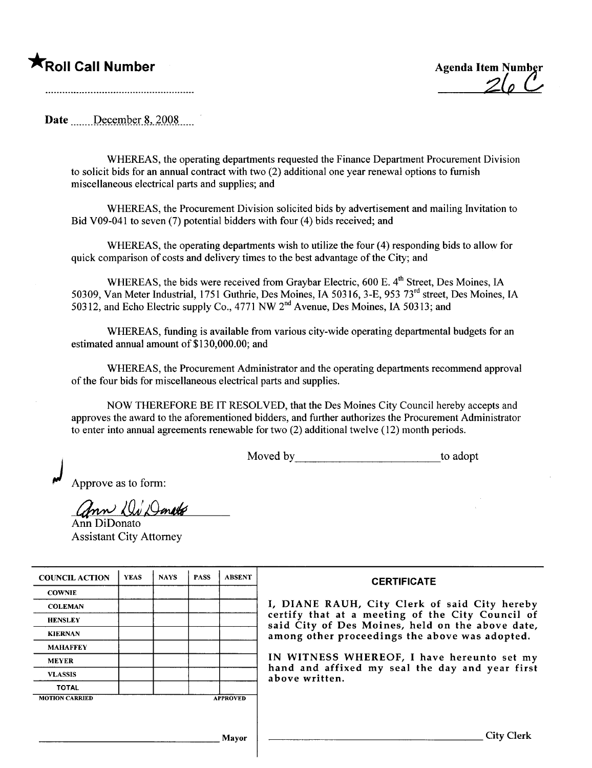★**Roll Call Number**

........................................................

**Agenda Item Number**
26 C

**Date** December 8, 2008

WHEREAS, the operating departments requested the Finance Department Procurement Division to solicit bids for an annual contract with two (2) additional one year renewal options to furnish miscellaneous electrical parts and supplies; and

WHEREAS, the Procurement Division solicited bids by advertisement and mailing Invitation to Bid V09-041 to seven (7) potential bidders with four (4) bids received; and

WHEREAS, the operating departments wish to utilize the four (4) responding bids to allow for quick comparison of costs and delivery times to the best advantage of the City; and

WHEREAS, the bids were received from Graybar Electric, 600 E. 4th Street, Des Moines, IA 50309, Van Meter Industrial, 1751 Guthrie, Des Moines, IA 50316, 3-E, 953 73rd street, Des Moines, IA 50312, and Echo Electric supply Co., 4771 NW 2nd Avenue, Des Moines, IA 50313; and

WHEREAS, funding is available from various city-wide operating departmental budgets for an estimated annual amount of $130,000.00; and

WHEREAS, the Procurement Administrator and the operating departments recommend approval of the four bids for miscellaneous electrical parts and supplies.

NOW THEREFORE BE IT RESOLVED, that the Des Moines City Council hereby accepts and approves the award to the aforementioned bidders, and further authorizes the Procurement Administrator to enter into annual agreements renewable for two (2) additional twelve (12) month periods.

Moved by\_\_\_\_\_\_\_\_\_\_\_\_\_\_\_\_\_\_\_\_\_\_\_\_to adopt

Approve as to form:

Ann DiDonato
Assistant City Attorney

| COUNCIL ACTION | YEAS | NAYS | PASS | ABSENT |
|---|---|---|---|---|
| COWNIE | | | | |
| COLEMAN | | | | |
| HENSLEY | | | | |
| KIERNAN | | | | |
| MAHAFFEY | | | | |
| MEYER | | | | |
| VLASSIS | | | | |
| TOTAL | | | | |
| MOTION CARRIED | | | | APPROVED |

\_\_\_\_\_\_\_\_\_\_\_\_\_\_\_\_\_\_\_\_\_\_\_\_\_\_\_\_\_\_ Mayor

**CERTIFICATE**

I, DIANE RAUH, City Clerk of said City hereby certify that at a meeting of the City Council of said City of Des Moines, held on the above date, among other proceedings the above was adopted.

IN WITNESS WHEREOF, I have hereunto set my hand and affixed my seal the day and year first above written.

\_\_\_\_\_\_\_\_\_\_\_\_\_\_\_\_\_\_\_\_\_\_\_\_\_\_\_\_\_\_ City Clerk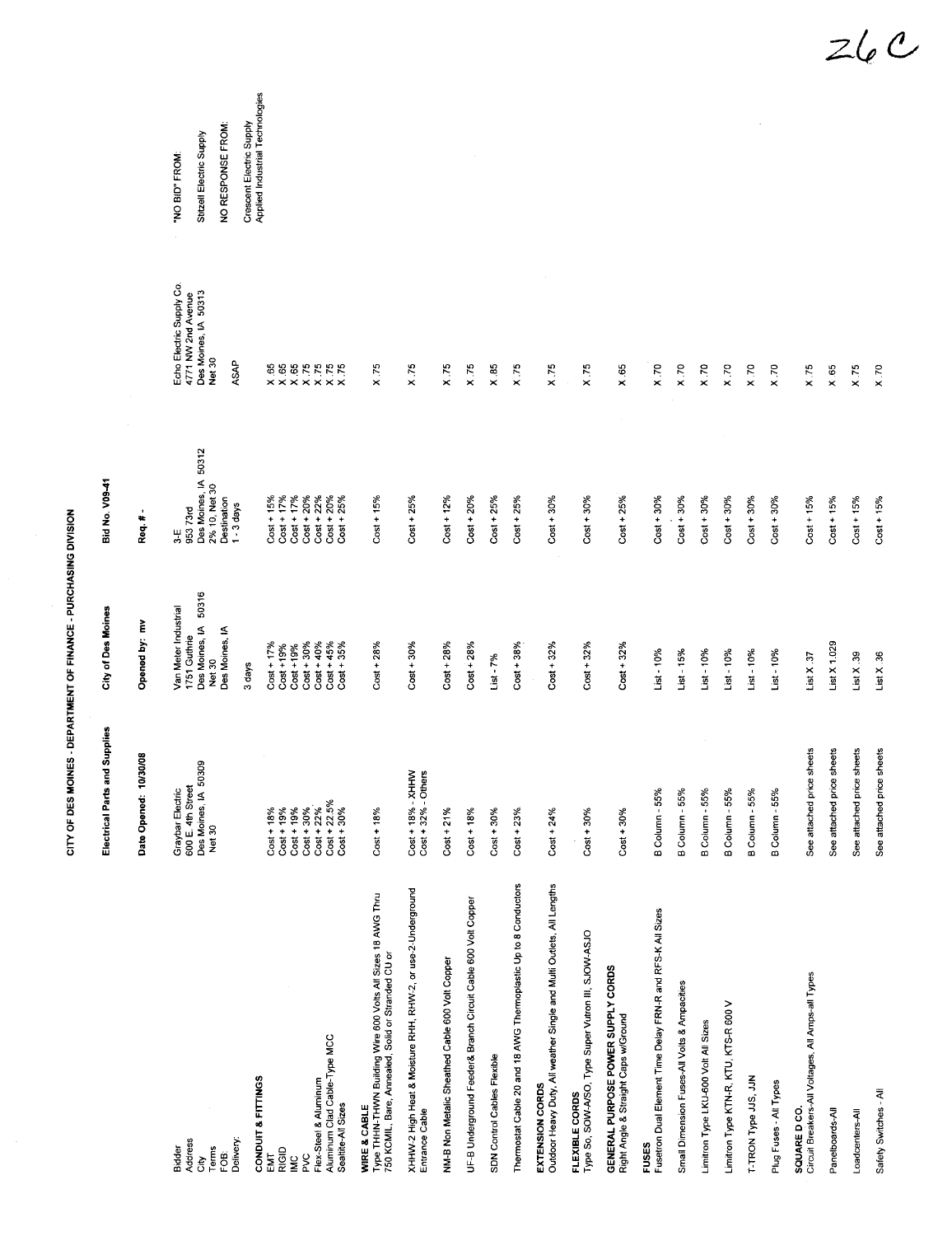26C

# CITY OF DES MOINES - DEPARTMENT OF FINANCE - PURCHASING DIVISION

**Electrical Parts and Supplies** | **City of Des Moines** | **Bid No. V09-41**

**Date Opened: 10/30/08** | **Opened by: mv** | **Req. # -**

| Bidder | Graybar Electric | Van Meter Industrial | 3-E | Echo Electric Supply Co. |
|---|---|---|---|---|
| Address | 600 E. 4th Street | 1751 Guthrie | 953 73rd | 4771 NW 2nd Avenue |
| City | Des Moines, IA 50309 | Des Moines, IA 50316 | Des Moines, IA 50312 | Des Moines, IA 50313 |
| Terms | Net 30 | Net 30 | 2% 10, Net 30 | Net 30 |
| FOB: | | Des Moines, IA | Destination | |
| Delivery: | | 3 days | 1 - 3 days | ASAP |
| **CONDUIT & FITTINGS** | | | | |
| EMT | Cost + 18% | Cost + 17% | Cost + 15% | X .65 |
| RIGID | Cost + 19% | Cost +19% | Cost + 17% | X .65 |
| IMC | Cost + 19% | Cost +19% | Cost + 17% | X .65 |
| PVC | Cost + 30% | Cost + 30% | Cost + 20% | X .75 |
| Flex-Steel & Aluminum | Cost + 22% | Cost + 40% | Cost + 22% | X .75 |
| Aluminum Clad Cable-Type MCC | Cost + 22.5% | Cost + 45% | Cost + 20% | X .75 |
| Sealtite-All Sizes | Cost + 30% | Cost + 35% | Cost + 25% | X .75 |
| **WIRE & CABLE** | | | | |
| Type THHN-THWN Building Wire 600 Volts All Sizes 18 AWG Thru 750 KCMIL, Bare, Annealed, Solid or Stranded CU or | Cost + 18% | Cost + 28% | Cost + 15% | X .75 |
| XHHW-2 High Heat & Moisture RHH, RHW-2, or use-2-Underground Entrance Cable | Cost + 18% - XHHW<br>Cost + 32% - Others | Cost + 30% | Cost + 25% | X .75 |
| NM-B Non Metalic Sheathed Cable 600 Volt Copper | Cost + 21% | Cost + 28% | Cost + 12% | X .75 |
| UF-B Underground Feeder& Branch Circuit Cable 600 Volt Copper | Cost + 18% | Cost + 28% | Cost + 20% | X .75 |
| SDN Control Cables Flexible | Cost + 30% | List - 7% | Cost + 25% | X .85 |
| Thermostat Cable 20 and 18 AWG Thermoplastic Up to 8 Conductors | Cost + 23% | Cost + 38% | Cost + 25% | X .75 |
| **EXTENSION CORDS** | | | | |
| Outdoor Heavy Duty, All weather Single and Multi Outlets, All Lengths | Cost + 24% | Cost + 32% | Cost + 30% | X .75 |
| **FLEXIBLE CORDS** | | | | |
| Type So, SOW-A/SO, Type Super Vutron III, SJOW-ASJO | Cost + 30% | Cost + 32% | Cost + 30% | X .75 |
| **GENERAL PURPOSE POWER SUPPLY CORDS** | | | | |
| Right Angle & Straight Caps w/Ground | Cost + 30% | Cost + 32% | Cost + 25% | X .65 |
| **FUSES** | | | | |
| Fusetron Dual Element Time Delay FRN-R and RFS-K All Sizes | B Column - 55% | List - 10% | Cost + 30% | X .70 |
| Small Dimension Fuses-All Volts & Ampacities | B Column - 55% | List - 15% | Cost + 30% | X .70 |
| Limitron Type LKU-600 Volt All Sizes | B Column - 55% | List - 10% | Cost + 30% | X .70 |
| Limitron Type KTN-R, KTU, KTS-R 600 V | B Column - 55% | List - 10% | Cost + 30% | X .70 |
| T-TRON Type JJS, JJN | B Column - 55% | List - 10% | Cost + 30% | X .70 |
| Plug Fuses - All Types | B Column - 55% | List - 10% | Cost + 30% | X .70 |
| **SQUARE D CO.** | | | | |
| Circuit Breakers-All Voltages, All Amps-all Types | See attached price sheets | List X .37 | Cost + 15% | X .75 |
| Panelboards-All | See attached price sheets | List X 1.029 | Cost + 15% | X 65 |
| Loadcenters-All | See attached price sheets | List X .39 | Cost + 15% | X .75 |
| Safety Switches - All | See attached price sheets | List X .36 | Cost + 15% | X .70 |

"NO BID" FROM:

Stitzell Electric Supply

NO RESPONSE FROM:

Crescent Electric Supply
Applied Industrial Technologies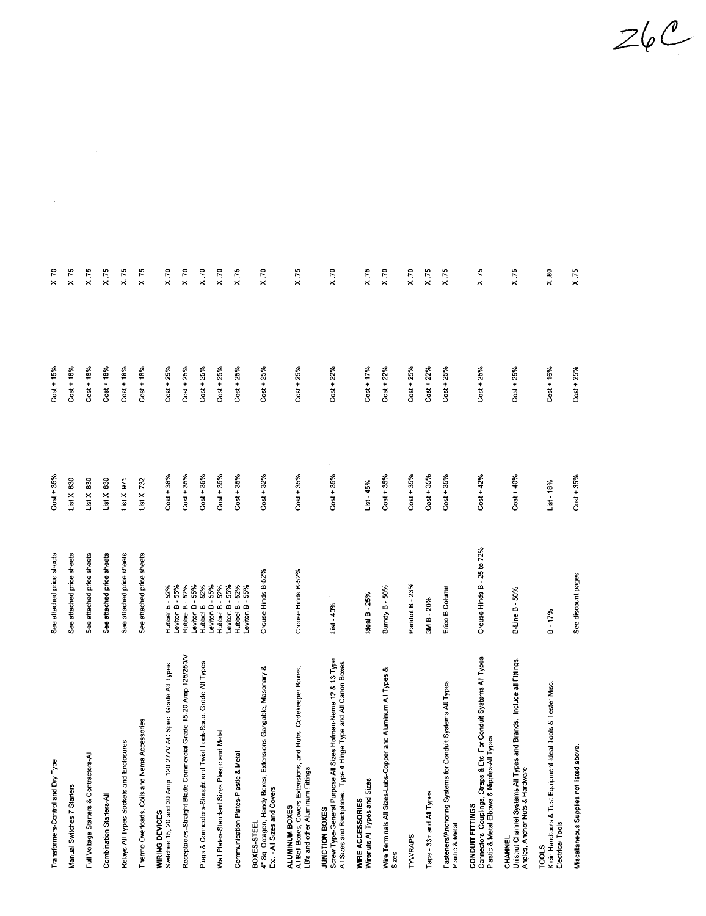26C

| | | | | |
|---|---|---|---|---|
| Transformers-Control and Dry Type | See attached price sheets | Cost + 35% | Cost + 15% | X .70 |
| Manual Switches 7 Starters | See attached price sheets | List X .830 | Cost + 18% | X .75 |
| Full Voltage Starters & Contractors-All | See attached price sheets | List X .830 | Cost + 18% | X .75 |
| Combination Starters-All | See attached price sheets | List X .830 | Cost + 18% | X .75 |
| Relays-All Types-Sockets and Enclosures | See attached price sheets | List X .971 | Cost + 18% | X .75 |
| Thermo Overloads, Coils and Nema Accessories | See attached price sheets | List X .732 | Cost + 18% | X .75 |
| **WIRING DEVICES**<br>Switches 15, 20 and 30 Amp, 120-277V AC Spec. Grade All Types | Hubbel B - 52%<br>Leviton B - 55% | Cost + 38% | Cost + 25% | X .70 |
| Receptacles-Straight Blade Commercial Grade 15-20 Amp 125/250/V | Hubbel B - 52%<br>Leviton B - 55% | Cost + 35% | Cost + 25% | X .70 |
| Plugs & Connectors-Straight and Twist Lock-Spec. Grade All Types | Hubbel B - 52%<br>Leviton B - 55% | Cost + 35% | Cost + 25% | X .70 |
| Wall Plates-Standard Sizes Plastic and Metal | Hubbel B - 52%<br>Leviton B - 55% | Cost + 35% | Cost + 25% | X .70 |
| Communication Plates-Plastic & Metal | Hubbel B - 52%<br>Leviton B - 55% | Cost + 35% | Cost + 25% | X .75 |
| **BOXES-STEEL**<br>4" Sq. Octagon, Handy Boxes, Extensions Gangable, Masonary & Etc. - All Sizes and Covers | Crouse Hinds B-52% | Cost + 32% | Cost + 25% | X .70 |
| **ALUMINUM BOXES**<br>All Bell Boxes, Covers Extensions, and Hubs. Codekeeper Boxes, LB's and other Aluminum Fittings | Crouse Hinds B-52% | Cost + 35% | Cost + 25% | X .75 |
| **JUNCTION BOXES**<br>Screw Type-General Purpose All Sizes Hofman-Nema 12 & 13 Type All Sizes and Backplates. Type 4 Hinge Type and All Carlon Boxes | List - 40% | Cost + 35% | Cost + 22% | X .70 |
| **WIRE ACCESSORIES**<br>Wirenuts All Types and Sizes | Ideal B - 25% | List - 45% | Cost + 17% | X .75 |
| Wire Terminals All Sizes-Lubs-Copper and Aluminum All Types & Sizes | Burndy B - 50% | Cost + 35% | Cost + 22% | X .70 |
| TYWRAPS | Panduit B - 23% | Cost + 35% | Cost + 25% | X .70 |
| Tape - 33+ and All Types | 3M B - 20% | Cost + 35% | Cost + 22% | X .75 |
| Fasteners/Anchoring Systems for Conduit Systems All Types Plastic & Metal | Erico B Column | Cost + 35% | Cost + 25% | X .75 |
| **CONDUIT FITTINGS**<br>Connectors, Couplings, Straps & Etc. For Conduit Systems All Types Plastic & Metal Elbows & Nipples-All Types | Crouse Hinds B - 25 to 72% | Cost + 42% | Cost + 25% | X .75 |
| **CHANNEL**<br>Unistrut Channel Systems All Types and Brands. Include all Fittings, Angles, Anchor Nuts & Hardware | B-Line B - 50% | Cost + 40% | Cost + 25% | X .75 |
| **TOOLS**<br>Klein Handtools & Test Equipment Ideal Tools & Tester Misc. Electrical Tools | B - 17% | List - 18% | Cost + 16% | X .80 |
| Miscellaneous Supplies not listed above. | See discount pages | Cost + 35% | Cost + 25% | X .75 |